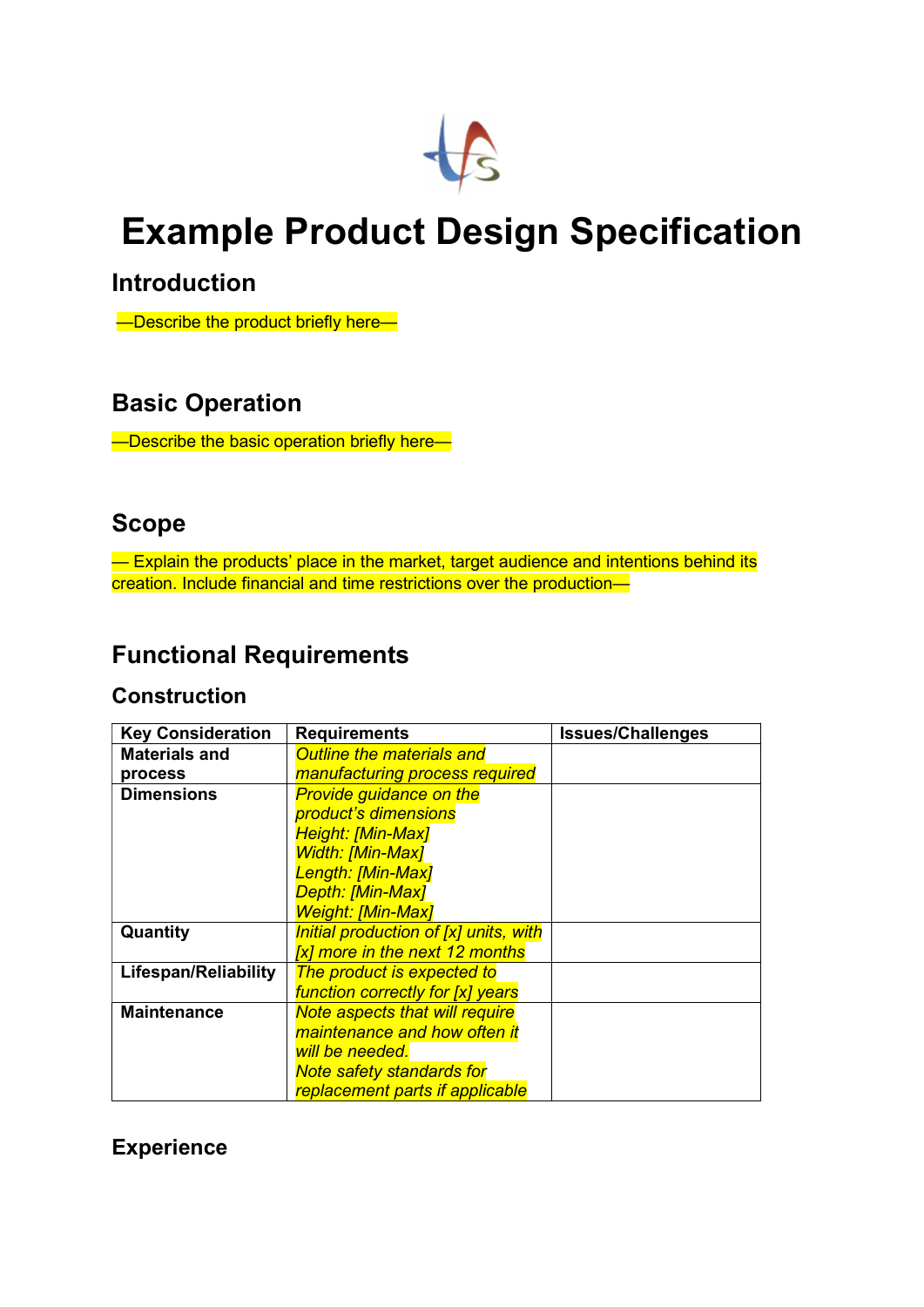# Example Product Design Specification

## Introduction

—Describe the product briefly here—

## Basic Operation

—Describe the basic operation briefly here—

## Scope

— Explain the products' place in the market, target audience and intentions behind its creation. Include financial and time restrictions over the production—

## Functional Requirements

### Construction

| Key Consideration | Requirements | Issues/Challenges |
|---|---|---|
| **Materials and process** | *Outline the materials and manufacturing process required* | |
| **Dimensions** | *Provide guidance on the product's dimensions*<br>*Height: [Min-Max]*<br>*Width: [Min-Max]*<br>*Length: [Min-Max]*<br>*Depth: [Min-Max]*<br>*Weight: [Min-Max]* | |
| **Quantity** | *Initial production of [x] units, with [x] more in the next 12 months* | |
| **Lifespan/Reliability** | *The product is expected to function correctly for [x] years* | |
| **Maintenance** | *Note aspects that will require maintenance and how often it will be needed.*<br>*Note safety standards for replacement parts if applicable* | |

### Experience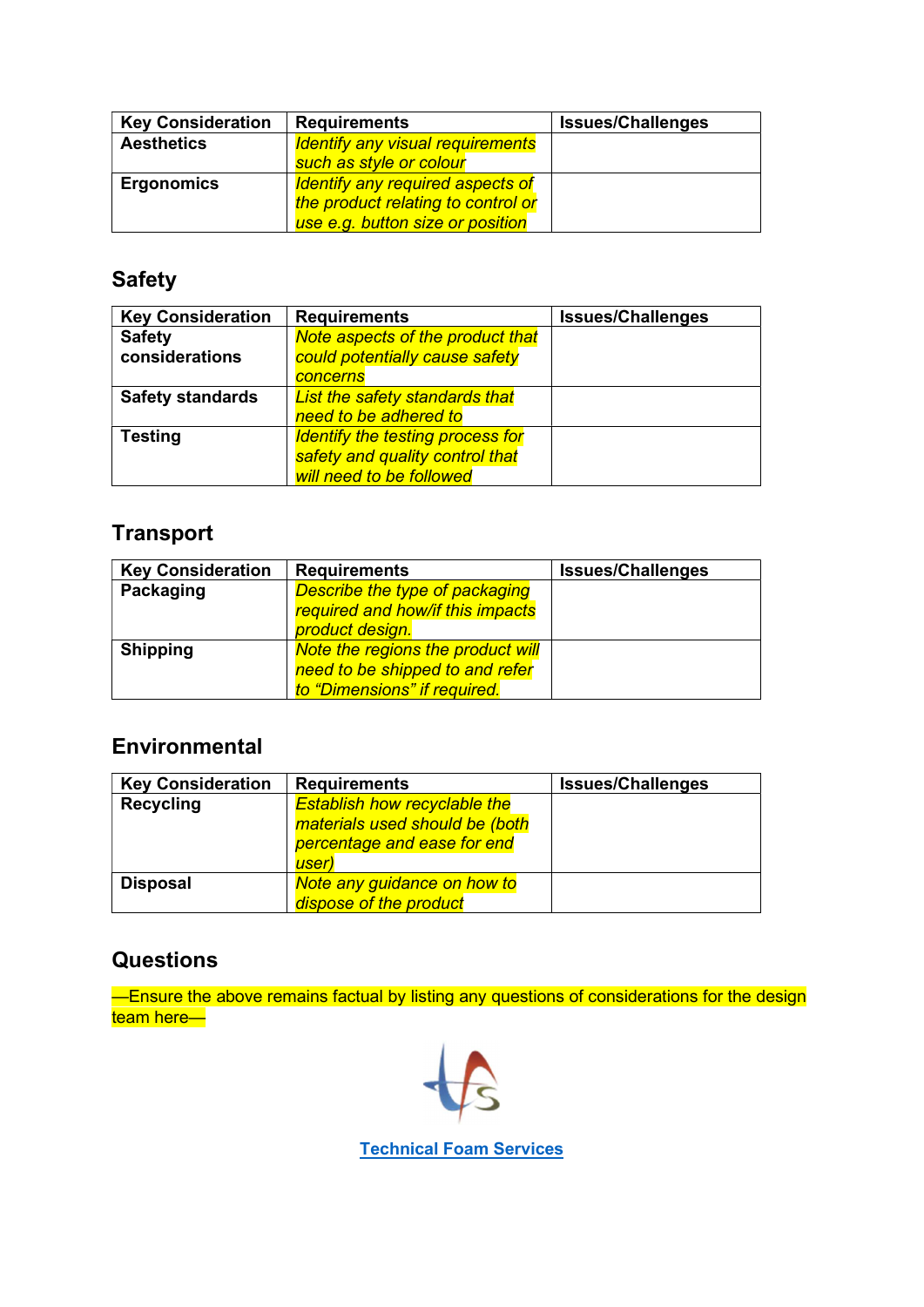| Key Consideration | Requirements | Issues/Challenges |
|---|---|---|
| **Aesthetics** | *Identify any visual requirements such as style or colour* | |
| **Ergonomics** | *Identify any required aspects of the product relating to control or use e.g. button size or position* | |

## Safety

| Key Consideration | Requirements | Issues/Challenges |
|---|---|---|
| **Safety considerations** | *Note aspects of the product that could potentially cause safety concerns* | |
| **Safety standards** | *List the safety standards that need to be adhered to* | |
| **Testing** | *Identify the testing process for safety and quality control that will need to be followed* | |

## Transport

| Key Consideration | Requirements | Issues/Challenges |
|---|---|---|
| **Packaging** | *Describe the type of packaging required and how/if this impacts product design.* | |
| **Shipping** | *Note the regions the product will need to be shipped to and refer to "Dimensions" if required.* | |

## Environmental

| Key Consideration | Requirements | Issues/Challenges |
|---|---|---|
| **Recycling** | *Establish how recyclable the materials used should be (both percentage and ease for end user)* | |
| **Disposal** | *Note any guidance on how to dispose of the product* | |

## Questions

—Ensure the above remains factual by listing any questions of considerations for the design team here—

[Technical Foam Services]()